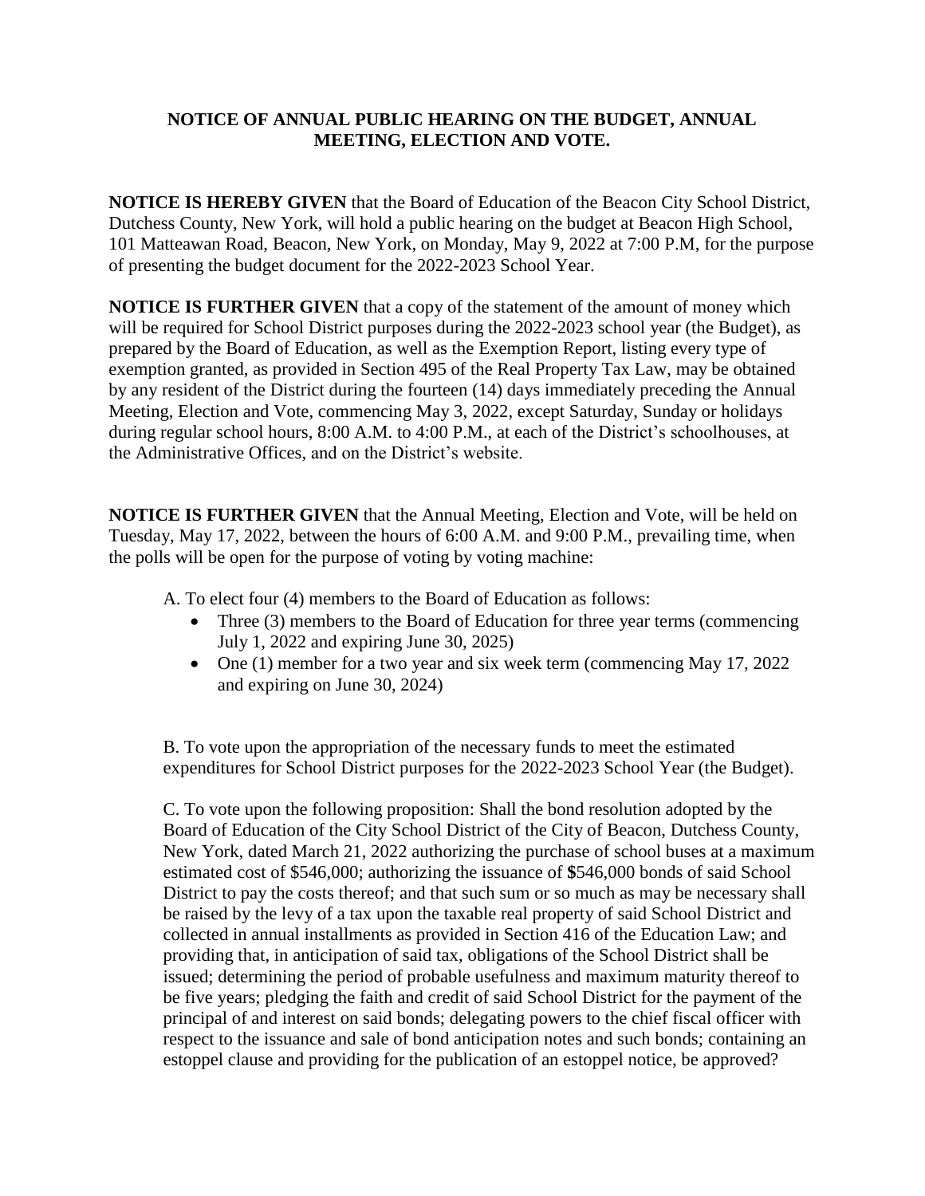## NOTICE OF ANNUAL PUBLIC HEARING ON THE BUDGET, ANNUAL MEETING, ELECTION AND VOTE.

**NOTICE IS HEREBY GIVEN** that the Board of Education of the Beacon City School District, Dutchess County, New York, will hold a public hearing on the budget at Beacon High School, 101 Matteawan Road, Beacon, New York, on Monday, May 9, 2022 at 7:00 P.M, for the purpose of presenting the budget document for the 2022-2023 School Year.

**NOTICE IS FURTHER GIVEN** that a copy of the statement of the amount of money which will be required for School District purposes during the 2022-2023 school year (the Budget), as prepared by the Board of Education, as well as the Exemption Report, listing every type of exemption granted, as provided in Section 495 of the Real Property Tax Law, may be obtained by any resident of the District during the fourteen (14) days immediately preceding the Annual Meeting, Election and Vote, commencing May 3, 2022, except Saturday, Sunday or holidays during regular school hours, 8:00 A.M. to 4:00 P.M., at each of the District's schoolhouses, at the Administrative Offices, and on the District's website.

**NOTICE IS FURTHER GIVEN** that the Annual Meeting, Election and Vote, will be held on Tuesday, May 17, 2022, between the hours of 6:00 A.M. and 9:00 P.M., prevailing time, when the polls will be open for the purpose of voting by voting machine:

A. To elect four (4) members to the Board of Education as follows:

- Three (3) members to the Board of Education for three year terms (commencing July 1, 2022 and expiring June 30, 2025)
- One (1) member for a two year and six week term (commencing May 17, 2022 and expiring on June 30, 2024)

B. To vote upon the appropriation of the necessary funds to meet the estimated expenditures for School District purposes for the 2022-2023 School Year (the Budget).

C. To vote upon the following proposition: Shall the bond resolution adopted by the Board of Education of the City School District of the City of Beacon, Dutchess County, New York, dated March 21, 2022 authorizing the purchase of school buses at a maximum estimated cost of $546,000; authorizing the issuance of $546,000 bonds of said School District to pay the costs thereof; and that such sum or so much as may be necessary shall be raised by the levy of a tax upon the taxable real property of said School District and collected in annual installments as provided in Section 416 of the Education Law; and providing that, in anticipation of said tax, obligations of the School District shall be issued; determining the period of probable usefulness and maximum maturity thereof to be five years; pledging the faith and credit of said School District for the payment of the principal of and interest on said bonds; delegating powers to the chief fiscal officer with respect to the issuance and sale of bond anticipation notes and such bonds; containing an estoppel clause and providing for the publication of an estoppel notice, be approved?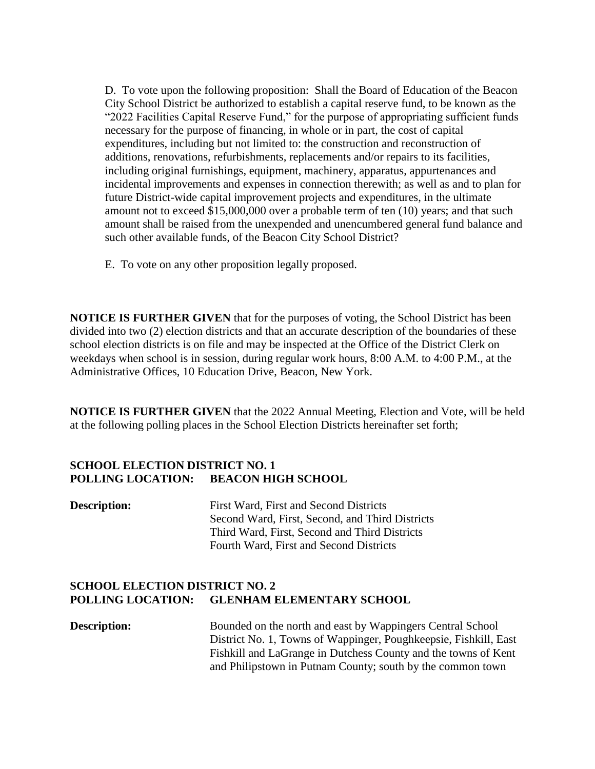D. To vote upon the following proposition: Shall the Board of Education of the Beacon City School District be authorized to establish a capital reserve fund, to be known as the "2022 Facilities Capital Reserve Fund," for the purpose of appropriating sufficient funds necessary for the purpose of financing, in whole or in part, the cost of capital expenditures, including but not limited to: the construction and reconstruction of additions, renovations, refurbishments, replacements and/or repairs to its facilities, including original furnishings, equipment, machinery, apparatus, appurtenances and incidental improvements and expenses in connection therewith; as well as and to plan for future District-wide capital improvement projects and expenditures, in the ultimate amount not to exceed $15,000,000 over a probable term of ten (10) years; and that such amount shall be raised from the unexpended and unencumbered general fund balance and such other available funds, of the Beacon City School District?

E. To vote on any other proposition legally proposed.

**NOTICE IS FURTHER GIVEN** that for the purposes of voting, the School District has been divided into two (2) election districts and that an accurate description of the boundaries of these school election districts is on file and may be inspected at the Office of the District Clerk on weekdays when school is in session, during regular work hours, 8:00 A.M. to 4:00 P.M., at the Administrative Offices, 10 Education Drive, Beacon, New York.

**NOTICE IS FURTHER GIVEN** that the 2022 Annual Meeting, Election and Vote, will be held at the following polling places in the School Election Districts hereinafter set forth;

**SCHOOL ELECTION DISTRICT NO. 1**
**POLLING LOCATION: BEACON HIGH SCHOOL**

**Description:** First Ward, First and Second Districts
Second Ward, First, Second, and Third Districts
Third Ward, First, Second and Third Districts
Fourth Ward, First and Second Districts

**SCHOOL ELECTION DISTRICT NO. 2**
**POLLING LOCATION: GLENHAM ELEMENTARY SCHOOL**

**Description:** Bounded on the north and east by Wappingers Central School District No. 1, Towns of Wappinger, Poughkeepsie, Fishkill, East Fishkill and LaGrange in Dutchess County and the towns of Kent and Philipstown in Putnam County; south by the common town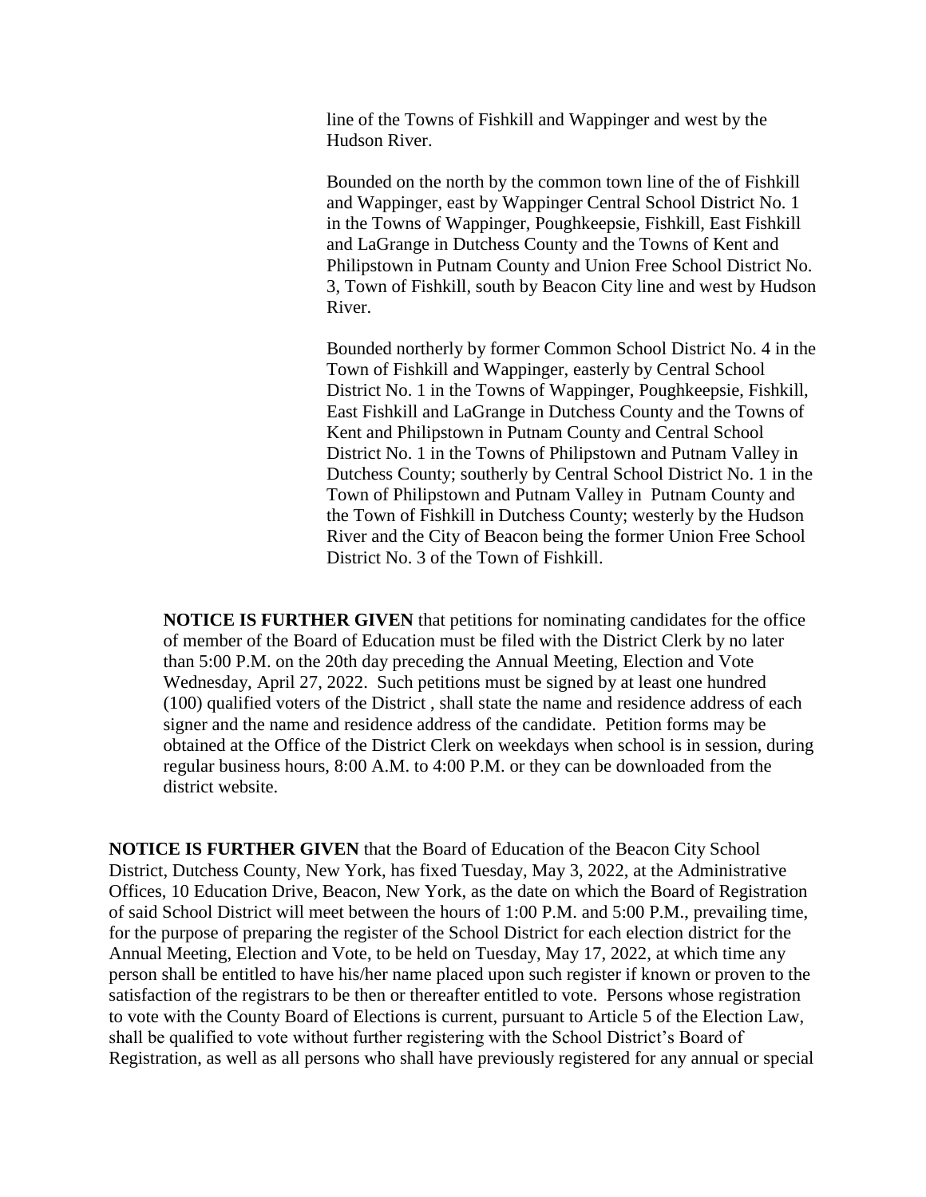line of the Towns of Fishkill and Wappinger and west by the Hudson River.

Bounded on the north by the common town line of the of Fishkill and Wappinger, east by Wappinger Central School District No. 1 in the Towns of Wappinger, Poughkeepsie, Fishkill, East Fishkill and LaGrange in Dutchess County and the Towns of Kent and Philipstown in Putnam County and Union Free School District No. 3, Town of Fishkill, south by Beacon City line and west by Hudson River.

Bounded northerly by former Common School District No. 4 in the Town of Fishkill and Wappinger, easterly by Central School District No. 1 in the Towns of Wappinger, Poughkeepsie, Fishkill, East Fishkill and LaGrange in Dutchess County and the Towns of Kent and Philipstown in Putnam County and Central School District No. 1 in the Towns of Philipstown and Putnam Valley in Dutchess County; southerly by Central School District No. 1 in the Town of Philipstown and Putnam Valley in Putnam County and the Town of Fishkill in Dutchess County; westerly by the Hudson River and the City of Beacon being the former Union Free School District No. 3 of the Town of Fishkill.

**NOTICE IS FURTHER GIVEN** that petitions for nominating candidates for the office of member of the Board of Education must be filed with the District Clerk by no later than 5:00 P.M. on the 20th day preceding the Annual Meeting, Election and Vote Wednesday, April 27, 2022. Such petitions must be signed by at least one hundred (100) qualified voters of the District , shall state the name and residence address of each signer and the name and residence address of the candidate. Petition forms may be obtained at the Office of the District Clerk on weekdays when school is in session, during regular business hours, 8:00 A.M. to 4:00 P.M. or they can be downloaded from the district website.

**NOTICE IS FURTHER GIVEN** that the Board of Education of the Beacon City School District, Dutchess County, New York, has fixed Tuesday, May 3, 2022, at the Administrative Offices, 10 Education Drive, Beacon, New York, as the date on which the Board of Registration of said School District will meet between the hours of 1:00 P.M. and 5:00 P.M., prevailing time, for the purpose of preparing the register of the School District for each election district for the Annual Meeting, Election and Vote, to be held on Tuesday, May 17, 2022, at which time any person shall be entitled to have his/her name placed upon such register if known or proven to the satisfaction of the registrars to be then or thereafter entitled to vote. Persons whose registration to vote with the County Board of Elections is current, pursuant to Article 5 of the Election Law, shall be qualified to vote without further registering with the School District's Board of Registration, as well as all persons who shall have previously registered for any annual or special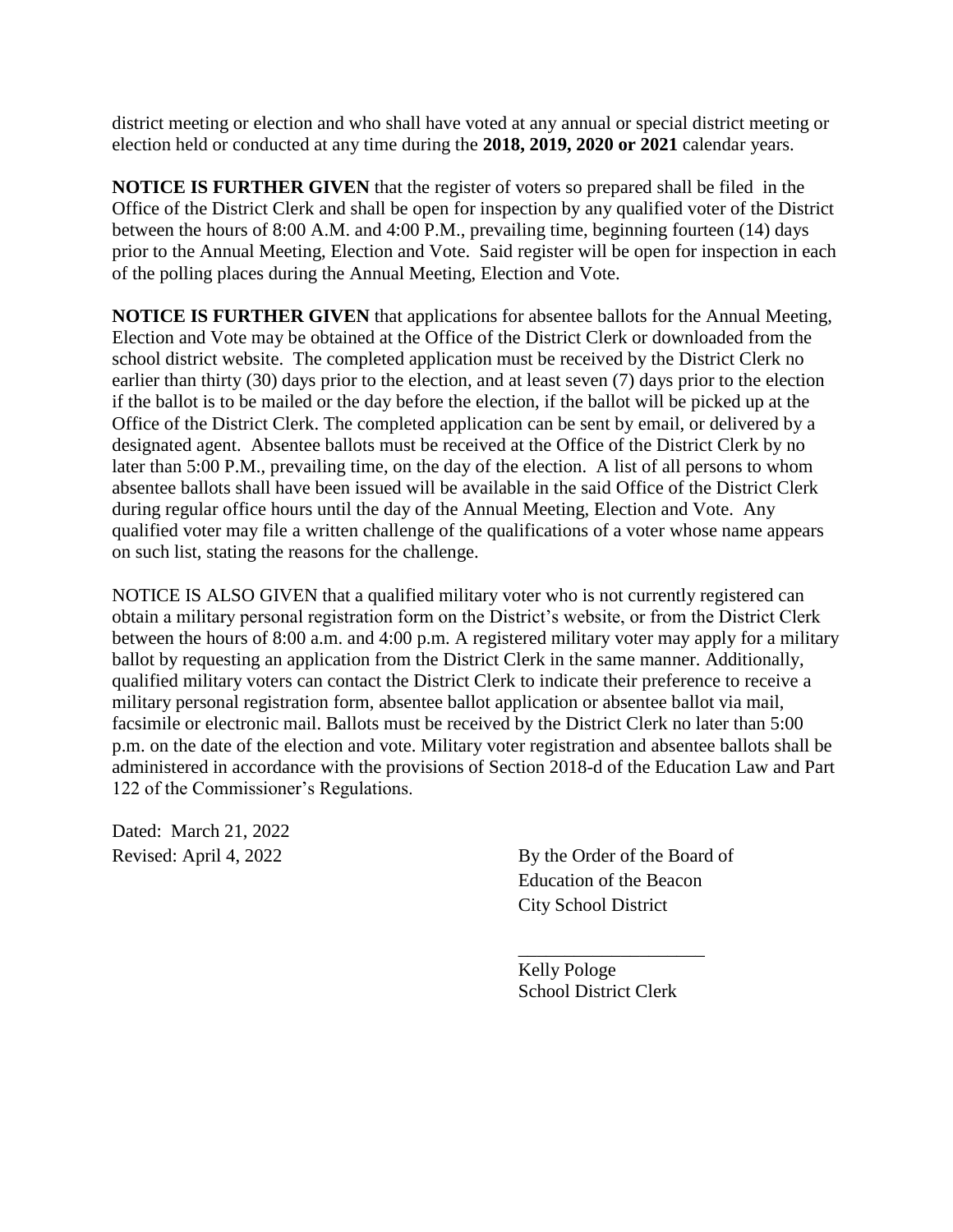district meeting or election and who shall have voted at any annual or special district meeting or election held or conducted at any time during the **2018, 2019, 2020 or 2021** calendar years.

**NOTICE IS FURTHER GIVEN** that the register of voters so prepared shall be filed in the Office of the District Clerk and shall be open for inspection by any qualified voter of the District between the hours of 8:00 A.M. and 4:00 P.M., prevailing time, beginning fourteen (14) days prior to the Annual Meeting, Election and Vote. Said register will be open for inspection in each of the polling places during the Annual Meeting, Election and Vote.

**NOTICE IS FURTHER GIVEN** that applications for absentee ballots for the Annual Meeting, Election and Vote may be obtained at the Office of the District Clerk or downloaded from the school district website. The completed application must be received by the District Clerk no earlier than thirty (30) days prior to the election, and at least seven (7) days prior to the election if the ballot is to be mailed or the day before the election, if the ballot will be picked up at the Office of the District Clerk. The completed application can be sent by email, or delivered by a designated agent. Absentee ballots must be received at the Office of the District Clerk by no later than 5:00 P.M., prevailing time, on the day of the election. A list of all persons to whom absentee ballots shall have been issued will be available in the said Office of the District Clerk during regular office hours until the day of the Annual Meeting, Election and Vote. Any qualified voter may file a written challenge of the qualifications of a voter whose name appears on such list, stating the reasons for the challenge.

NOTICE IS ALSO GIVEN that a qualified military voter who is not currently registered can obtain a military personal registration form on the District's website, or from the District Clerk between the hours of 8:00 a.m. and 4:00 p.m. A registered military voter may apply for a military ballot by requesting an application from the District Clerk in the same manner. Additionally, qualified military voters can contact the District Clerk to indicate their preference to receive a military personal registration form, absentee ballot application or absentee ballot via mail, facsimile or electronic mail. Ballots must be received by the District Clerk no later than 5:00 p.m. on the date of the election and vote. Military voter registration and absentee ballots shall be administered in accordance with the provisions of Section 2018-d of the Education Law and Part 122 of the Commissioner's Regulations.

Dated: March 21, 2022
Revised: April 4, 2022

By the Order of the Board of Education of the Beacon City School District

\_\_\_\_\_\_\_\_\_\_\_\_\_\_\_\_\_\_\_\_

Kelly Pologe
School District Clerk